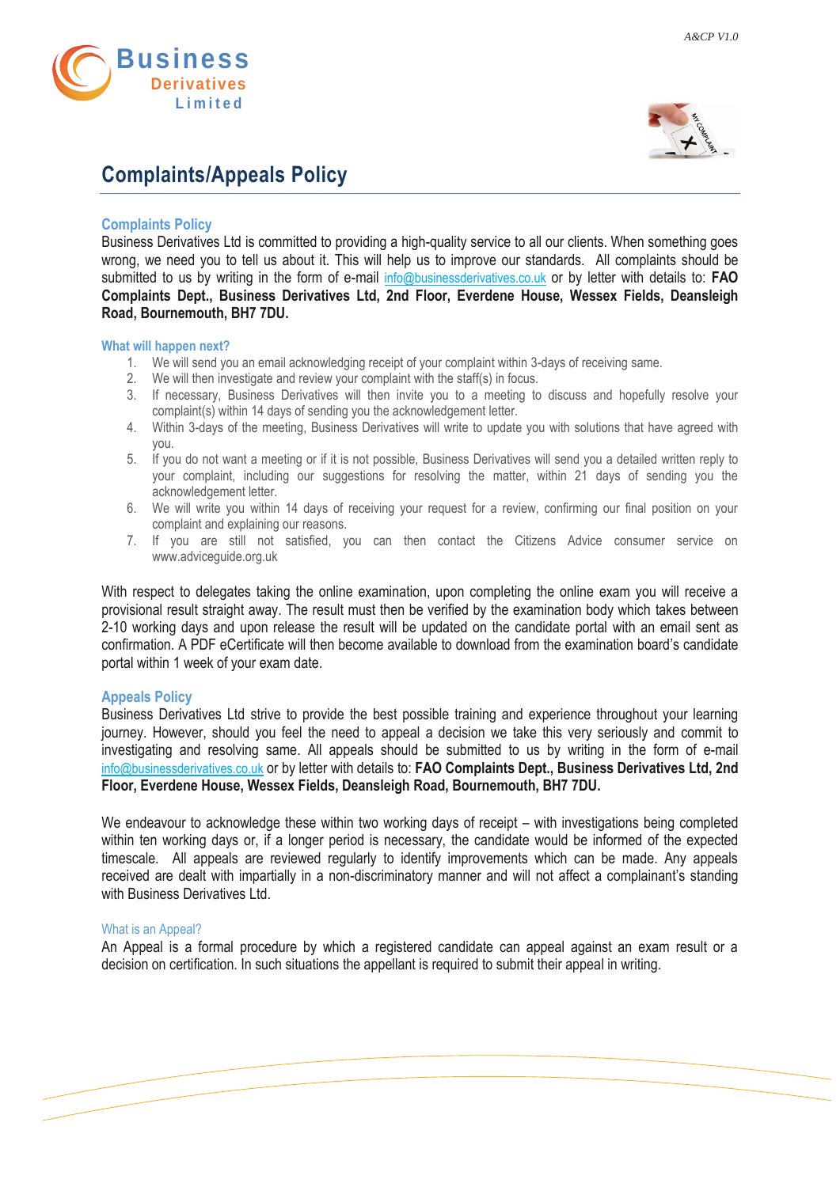# Complaints/Appeals Policy

## Complaints Policy

Business Derivatives Ltd is committed to providing a high-quality service to all our clients. When something goes wrong, we need you to tell us about it. This will help us to improve our standards. All complaints should be submitted to us by writing in the form of e-mail info@businessderivatives.co.uk or by letter with details to: **FAO Complaints Dept., Business Derivatives Ltd, 2nd Floor, Everdene House, Wessex Fields, Deansleigh Road, Bournemouth, BH7 7DU.**

### What will happen next?

1. We will send you an email acknowledging receipt of your complaint within 3-days of receiving same.
2. We will then investigate and review your complaint with the staff(s) in focus.
3. If necessary, Business Derivatives will then invite you to a meeting to discuss and hopefully resolve your complaint(s) within 14 days of sending you the acknowledgement letter.
4. Within 3-days of the meeting, Business Derivatives will write to update you with solutions that have agreed with you.
5. If you do not want a meeting or if it is not possible, Business Derivatives will send you a detailed written reply to your complaint, including our suggestions for resolving the matter, within 21 days of sending you the acknowledgement letter.
6. We will write you within 14 days of receiving your request for a review, confirming our final position on your complaint and explaining our reasons.
7. If you are still not satisfied, you can then contact the Citizens Advice consumer service on www.adviceguide.org.uk

With respect to delegates taking the online examination, upon completing the online exam you will receive a provisional result straight away. The result must then be verified by the examination body which takes between 2-10 working days and upon release the result will be updated on the candidate portal with an email sent as confirmation. A PDF eCertificate will then become available to download from the examination board's candidate portal within 1 week of your exam date.

## Appeals Policy

Business Derivatives Ltd strive to provide the best possible training and experience throughout your learning journey. However, should you feel the need to appeal a decision we take this very seriously and commit to investigating and resolving same. All appeals should be submitted to us by writing in the form of e-mail info@businessderivatives.co.uk or by letter with details to: **FAO Complaints Dept., Business Derivatives Ltd, 2nd Floor, Everdene House, Wessex Fields, Deansleigh Road, Bournemouth, BH7 7DU.**

We endeavour to acknowledge these within two working days of receipt – with investigations being completed within ten working days or, if a longer period is necessary, the candidate would be informed of the expected timescale. All appeals are reviewed regularly to identify improvements which can be made. Any appeals received are dealt with impartially in a non-discriminatory manner and will not affect a complainant's standing with Business Derivatives Ltd.

### What is an Appeal?

An Appeal is a formal procedure by which a registered candidate can appeal against an exam result or a decision on certification. In such situations the appellant is required to submit their appeal in writing.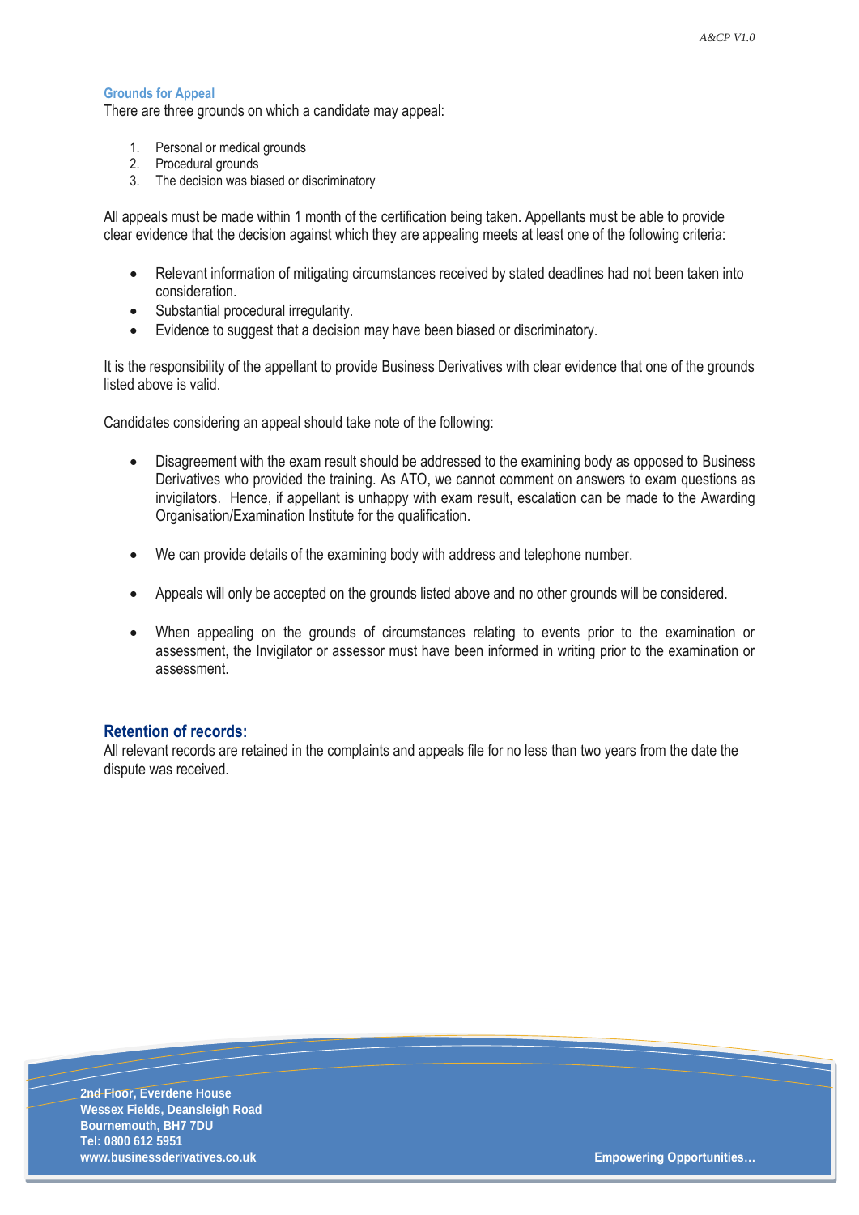### Grounds for Appeal

There are three grounds on which a candidate may appeal:

1. Personal or medical grounds
2. Procedural grounds
3. The decision was biased or discriminatory

All appeals must be made within 1 month of the certification being taken. Appellants must be able to provide clear evidence that the decision against which they are appealing meets at least one of the following criteria:

- Relevant information of mitigating circumstances received by stated deadlines had not been taken into consideration.
- Substantial procedural irregularity.
- Evidence to suggest that a decision may have been biased or discriminatory.

It is the responsibility of the appellant to provide Business Derivatives with clear evidence that one of the grounds listed above is valid.

Candidates considering an appeal should take note of the following:

- Disagreement with the exam result should be addressed to the examining body as opposed to Business Derivatives who provided the training. As ATO, we cannot comment on answers to exam questions as invigilators. Hence, if appellant is unhappy with exam result, escalation can be made to the Awarding Organisation/Examination Institute for the qualification.

- We can provide details of the examining body with address and telephone number.

- Appeals will only be accepted on the grounds listed above and no other grounds will be considered.

- When appealing on the grounds of circumstances relating to events prior to the examination or assessment, the Invigilator or assessor must have been informed in writing prior to the examination or assessment.

## Retention of records:

All relevant records are retained in the complaints and appeals file for no less than two years from the date the dispute was received.

**2nd Floor, Everdene House**
**Wessex Fields, Deansleigh Road**
**Bournemouth, BH7 7DU**
**Tel: 0800 612 5951**
**www.businessderivatives.co.uk**

**Empowering Opportunities…**